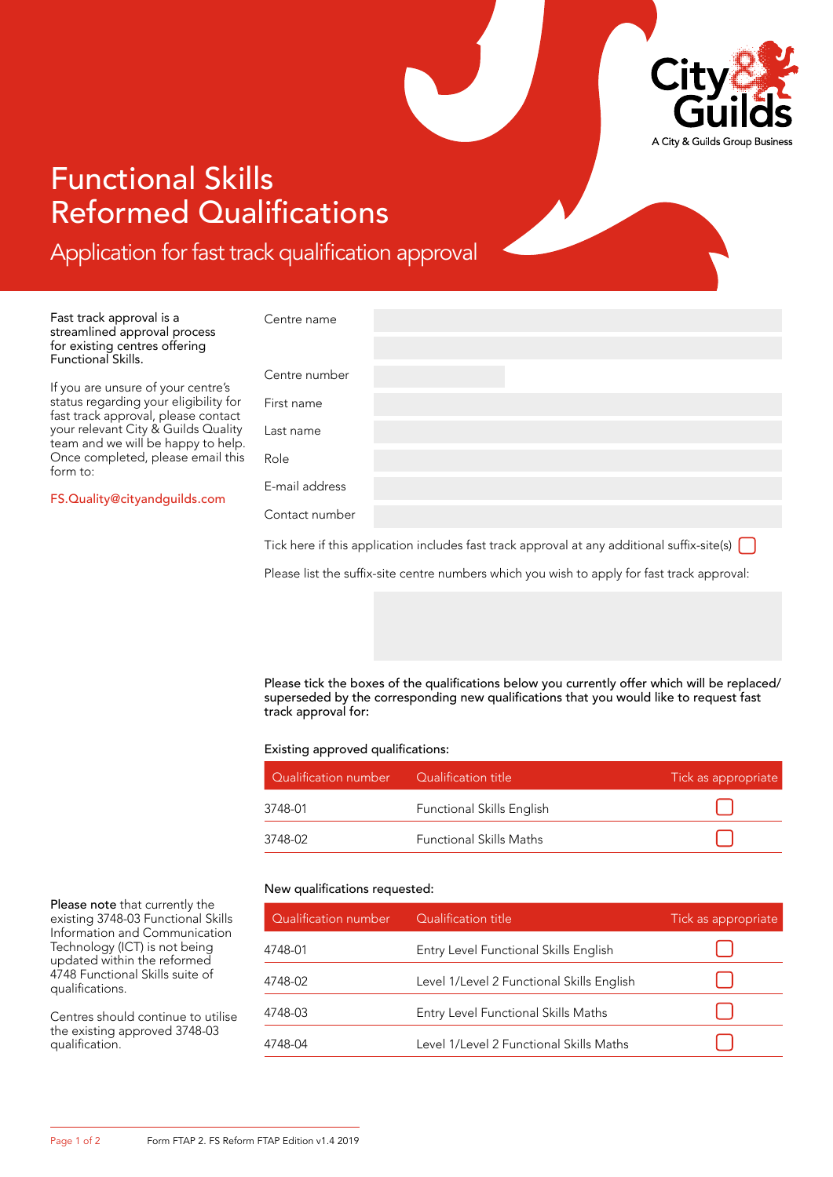City & Guilds
A City & Guilds Group Business

# Functional Skills Reformed Qualifications

## Application for fast track qualification approval

Fast track approval is a streamlined approval process for existing centres offering Functional Skills.

If you are unsure of your centre's status regarding your eligibility for fast track approval, please contact your relevant City & Guilds Quality team and we will be happy to help. Once completed, please email this form to:

FS.Quality@cityandguilds.com

| | |
|---|---|
| Centre name | |
| Centre number | |
| First name | |
| Last name | |
| Role | |
| E-mail address | |
| Contact number | |

Tick here if this application includes fast track approval at any additional suffix-site(s) ☐

Please list the suffix-site centre numbers which you wish to apply for fast track approval:

**Please tick the boxes of the qualifications below you currently offer which will be replaced/superseded by the corresponding new qualifications that you would like to request fast track approval for:**

Existing approved qualifications:

| Qualification number | Qualification title | Tick as appropriate |
|---|---|---|
| 3748-01 | Functional Skills English | ☐ |
| 3748-02 | Functional Skills Maths | ☐ |

New qualifications requested:

| Qualification number | Qualification title | Tick as appropriate |
|---|---|---|
| 4748-01 | Entry Level Functional Skills English | ☐ |
| 4748-02 | Level 1/Level 2 Functional Skills English | ☐ |
| 4748-03 | Entry Level Functional Skills Maths | ☐ |
| 4748-04 | Level 1/Level 2 Functional Skills Maths | ☐ |

**Please note** that currently the existing 3748-03 Functional Skills Information and Communication Technology (ICT) is not being updated within the reformed 4748 Functional Skills suite of qualifications.

Centres should continue to utilise the existing approved 3748-03 qualification.

Form FTAP 2. FS Reform FTAP Edition v1.4 2019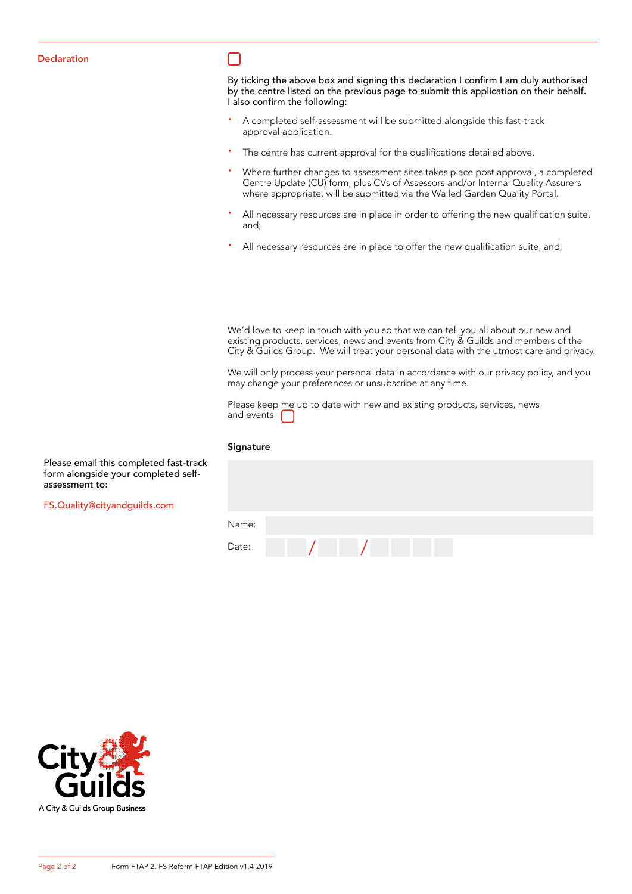## Declaration

☐

By ticking the above box and signing this declaration I confirm I am duly authorised by the centre listed on the previous page to submit this application on their behalf. I also confirm the following:

- A completed self-assessment will be submitted alongside this fast-track approval application.
- The centre has current approval for the qualifications detailed above.
- Where further changes to assessment sites takes place post approval, a completed Centre Update (CU) form, plus CVs of Assessors and/or Internal Quality Assurers where appropriate, will be submitted via the Walled Garden Quality Portal.
- All necessary resources are in place in order to offering the new qualification suite, and;
- All necessary resources are in place to offer the new qualification suite, and;

We'd love to keep in touch with you so that we can tell you all about our new and existing products, services, news and events from City & Guilds and members of the City & Guilds Group. We will treat your personal data with the utmost care and privacy.

We will only process your personal data in accordance with our privacy policy, and you may change your preferences or unsubscribe at any time.

Please keep me up to date with new and existing products, services, news and events ☐

**Signature**

Please email this completed fast-track form alongside your completed self-assessment to:

FS.Quality@cityandguilds.com

Name:

Date: / /

City & Guilds

A City & Guilds Group Business

Form FTAP 2. FS Reform FTAP Edition v1.4 2019